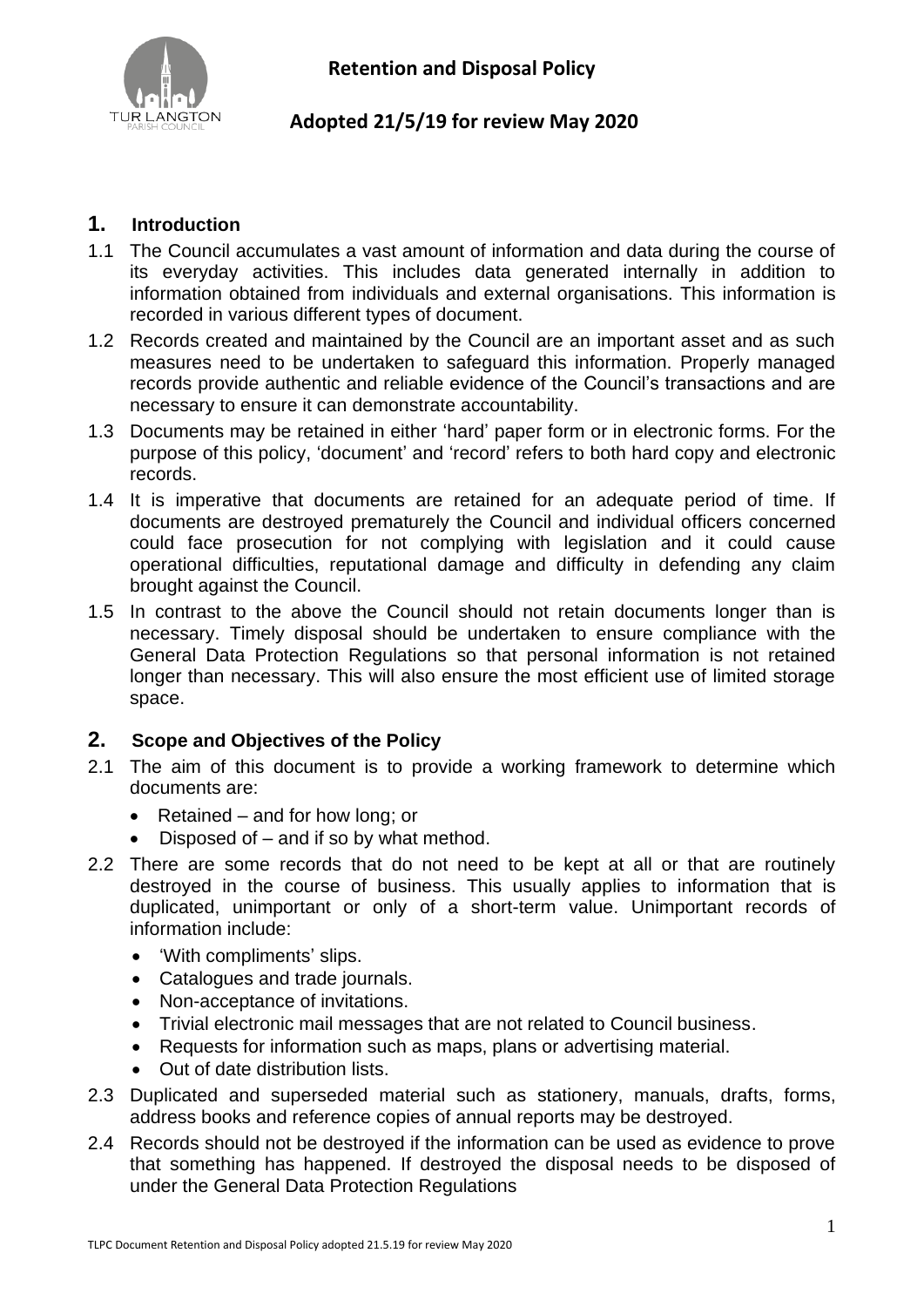# Retention and Disposal Policy

**Adopted 21/5/19 for review May 2020**

## 1. Introduction

1.1 The Council accumulates a vast amount of information and data during the course of its everyday activities. This includes data generated internally in addition to information obtained from individuals and external organisations. This information is recorded in various different types of document.

1.2 Records created and maintained by the Council are an important asset and as such measures need to be undertaken to safeguard this information. Properly managed records provide authentic and reliable evidence of the Council's transactions and are necessary to ensure it can demonstrate accountability.

1.3 Documents may be retained in either 'hard' paper form or in electronic forms. For the purpose of this policy, 'document' and 'record' refers to both hard copy and electronic records.

1.4 It is imperative that documents are retained for an adequate period of time. If documents are destroyed prematurely the Council and individual officers concerned could face prosecution for not complying with legislation and it could cause operational difficulties, reputational damage and difficulty in defending any claim brought against the Council.

1.5 In contrast to the above the Council should not retain documents longer than is necessary. Timely disposal should be undertaken to ensure compliance with the General Data Protection Regulations so that personal information is not retained longer than necessary. This will also ensure the most efficient use of limited storage space.

## 2. Scope and Objectives of the Policy

2.1 The aim of this document is to provide a working framework to determine which documents are:

- Retained – and for how long; or
- Disposed of – and if so by what method.

2.2 There are some records that do not need to be kept at all or that are routinely destroyed in the course of business. This usually applies to information that is duplicated, unimportant or only of a short-term value. Unimportant records of information include:

- 'With compliments' slips.
- Catalogues and trade journals.
- Non-acceptance of invitations.
- Trivial electronic mail messages that are not related to Council business.
- Requests for information such as maps, plans or advertising material.
- Out of date distribution lists.

2.3 Duplicated and superseded material such as stationery, manuals, drafts, forms, address books and reference copies of annual reports may be destroyed.

2.4 Records should not be destroyed if the information can be used as evidence to prove that something has happened. If destroyed the disposal needs to be disposed of under the General Data Protection Regulations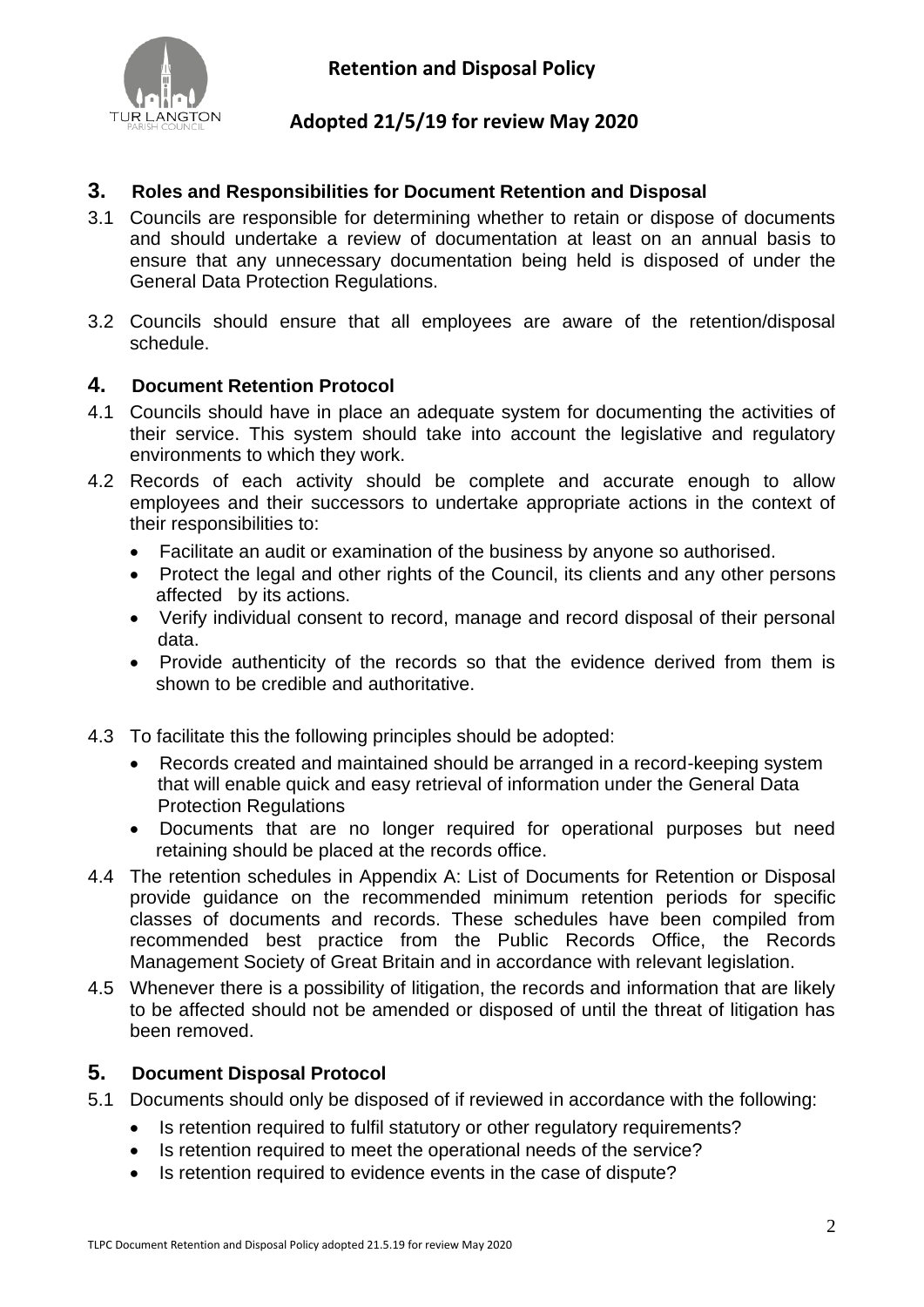## 3. Roles and Responsibilities for Document Retention and Disposal

3.1 Councils are responsible for determining whether to retain or dispose of documents and should undertake a review of documentation at least on an annual basis to ensure that any unnecessary documentation being held is disposed of under the General Data Protection Regulations.

3.2 Councils should ensure that all employees are aware of the retention/disposal schedule.

## 4. Document Retention Protocol

4.1 Councils should have in place an adequate system for documenting the activities of their service. This system should take into account the legislative and regulatory environments to which they work.

4.2 Records of each activity should be complete and accurate enough to allow employees and their successors to undertake appropriate actions in the context of their responsibilities to:

- Facilitate an audit or examination of the business by anyone so authorised.
- Protect the legal and other rights of the Council, its clients and any other persons affected by its actions.
- Verify individual consent to record, manage and record disposal of their personal data.
- Provide authenticity of the records so that the evidence derived from them is shown to be credible and authoritative.

4.3 To facilitate this the following principles should be adopted:

- Records created and maintained should be arranged in a record-keeping system that will enable quick and easy retrieval of information under the General Data Protection Regulations
- Documents that are no longer required for operational purposes but need retaining should be placed at the records office.

4.4 The retention schedules in Appendix A: List of Documents for Retention or Disposal provide guidance on the recommended minimum retention periods for specific classes of documents and records. These schedules have been compiled from recommended best practice from the Public Records Office, the Records Management Society of Great Britain and in accordance with relevant legislation.

4.5 Whenever there is a possibility of litigation, the records and information that are likely to be affected should not be amended or disposed of until the threat of litigation has been removed.

## 5. Document Disposal Protocol

5.1 Documents should only be disposed of if reviewed in accordance with the following:

- Is retention required to fulfil statutory or other regulatory requirements?
- Is retention required to meet the operational needs of the service?
- Is retention required to evidence events in the case of dispute?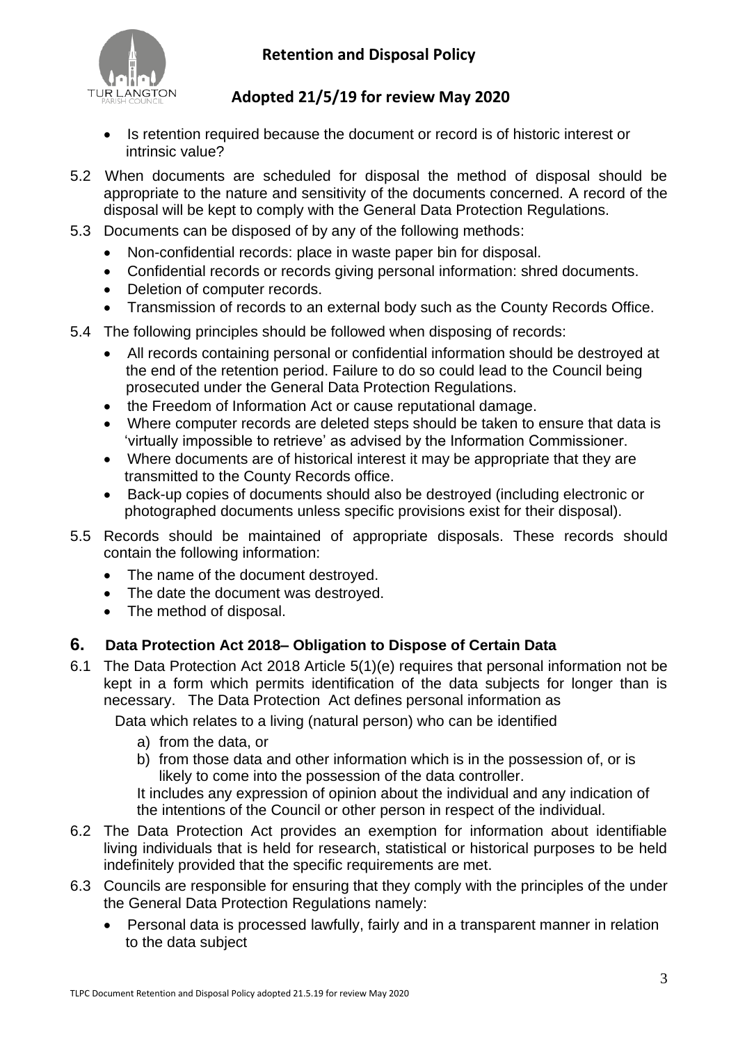- Is retention required because the document or record is of historic interest or intrinsic value?

5.2 When documents are scheduled for disposal the method of disposal should be appropriate to the nature and sensitivity of the documents concerned. A record of the disposal will be kept to comply with the General Data Protection Regulations.

5.3 Documents can be disposed of by any of the following methods:

- Non-confidential records: place in waste paper bin for disposal.
- Confidential records or records giving personal information: shred documents.
- Deletion of computer records.
- Transmission of records to an external body such as the County Records Office.

5.4 The following principles should be followed when disposing of records:

- All records containing personal or confidential information should be destroyed at the end of the retention period. Failure to do so could lead to the Council being prosecuted under the General Data Protection Regulations.
- the Freedom of Information Act or cause reputational damage.
- Where computer records are deleted steps should be taken to ensure that data is 'virtually impossible to retrieve' as advised by the Information Commissioner.
- Where documents are of historical interest it may be appropriate that they are transmitted to the County Records office.
- Back-up copies of documents should also be destroyed (including electronic or photographed documents unless specific provisions exist for their disposal).

5.5 Records should be maintained of appropriate disposals. These records should contain the following information:

- The name of the document destroyed.
- The date the document was destroyed.
- The method of disposal.

## 6. Data Protection Act 2018– Obligation to Dispose of Certain Data

6.1 The Data Protection Act 2018 Article 5(1)(e) requires that personal information not be kept in a form which permits identification of the data subjects for longer than is necessary. The Data Protection Act defines personal information as

Data which relates to a living (natural person) who can be identified

a) from the data, or
b) from those data and other information which is in the possession of, or is likely to come into the possession of the data controller.

It includes any expression of opinion about the individual and any indication of the intentions of the Council or other person in respect of the individual.

6.2 The Data Protection Act provides an exemption for information about identifiable living individuals that is held for research, statistical or historical purposes to be held indefinitely provided that the specific requirements are met.

6.3 Councils are responsible for ensuring that they comply with the principles of the under the General Data Protection Regulations namely:

- Personal data is processed lawfully, fairly and in a transparent manner in relation to the data subject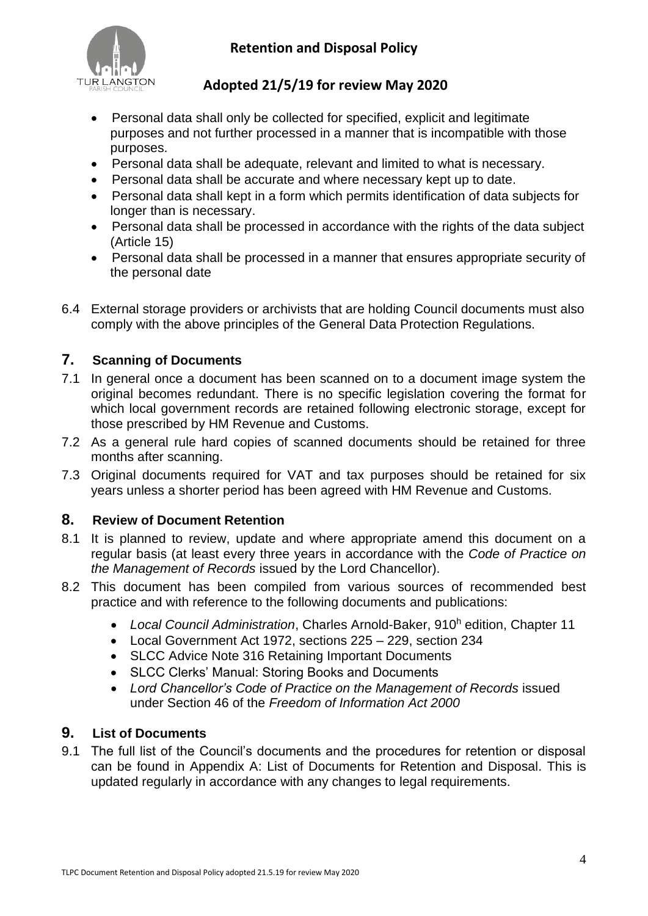- Personal data shall only be collected for specified, explicit and legitimate purposes and not further processed in a manner that is incompatible with those purposes.
- Personal data shall be adequate, relevant and limited to what is necessary.
- Personal data shall be accurate and where necessary kept up to date.
- Personal data shall kept in a form which permits identification of data subjects for longer than is necessary.
- Personal data shall be processed in accordance with the rights of the data subject (Article 15)
- Personal data shall be processed in a manner that ensures appropriate security of the personal date

6.4 External storage providers or archivists that are holding Council documents must also comply with the above principles of the General Data Protection Regulations.

## 7. Scanning of Documents

7.1 In general once a document has been scanned on to a document image system the original becomes redundant. There is no specific legislation covering the format for which local government records are retained following electronic storage, except for those prescribed by HM Revenue and Customs.

7.2 As a general rule hard copies of scanned documents should be retained for three months after scanning.

7.3 Original documents required for VAT and tax purposes should be retained for six years unless a shorter period has been agreed with HM Revenue and Customs.

## 8. Review of Document Retention

8.1 It is planned to review, update and where appropriate amend this document on a regular basis (at least every three years in accordance with the *Code of Practice on the Management of Records* issued by the Lord Chancellor).

8.2 This document has been compiled from various sources of recommended best practice and with reference to the following documents and publications:

- *Local Council Administration*, Charles Arnold-Baker, 910[h] edition, Chapter 11
- Local Government Act 1972, sections 225 – 229, section 234
- SLCC Advice Note 316 Retaining Important Documents
- SLCC Clerks' Manual: Storing Books and Documents
- *Lord Chancellor's Code of Practice on the Management of Records* issued under Section 46 of the *Freedom of Information Act 2000*

## 9. List of Documents

9.1 The full list of the Council's documents and the procedures for retention or disposal can be found in Appendix A: List of Documents for Retention and Disposal. This is updated regularly in accordance with any changes to legal requirements.